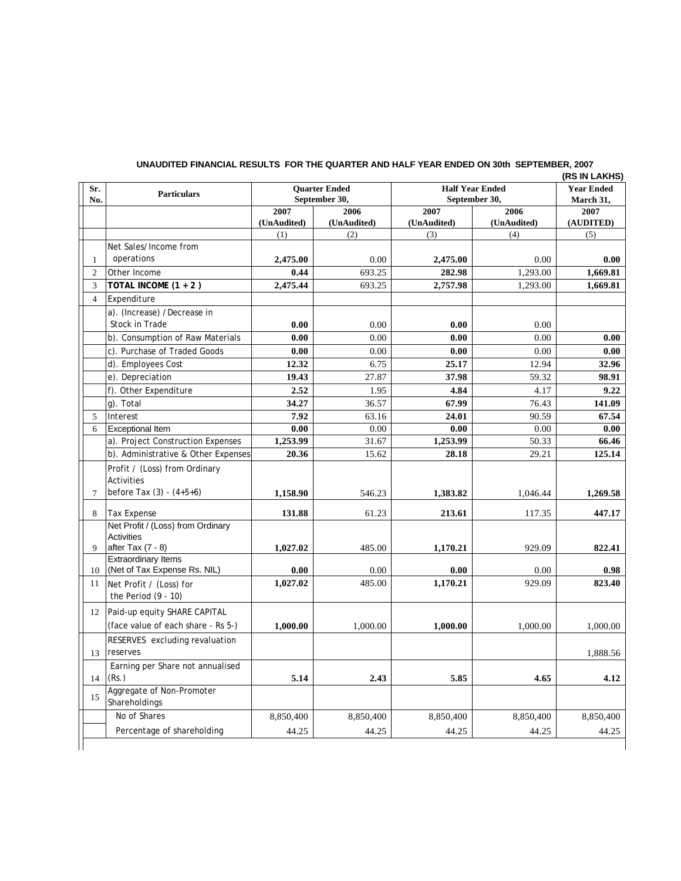## UNAUDITED FINANCIAL RESULTS FOR THE QUARTER AND HALF YEAR ENDED ON 30th SEPTEMBER, 2007

**(RS IN LAKHS)**

| Sr. No. | Particulars | Quarter Ended September 30, | | Half Year Ended September 30, | | Year Ended March 31, |
|---|---|---|---|---|---|---|
| | | 2007 (UnAudited) | 2006 (UnAudited) | 2007 (UnAudited) | 2006 (UnAudited) | 2007 (AUDITED) |
| | | (1) | (2) | (3) | (4) | (5) |
| 1 | Net Sales/Income from operations | **2,475.00** | 0.00 | **2,475.00** | 0.00 | **0.00** |
| 2 | Other Income | **0.44** | 693.25 | **282.98** | 1,293.00 | **1,669.81** |
| 3 | **TOTAL INCOME (1 + 2 )** | **2,475.44** | 693.25 | **2,757.98** | 1,293.00 | **1,669.81** |
| 4 | Expenditure | | | | | |
| | a). (Increase) / Decrease in Stock in Trade | **0.00** | 0.00 | **0.00** | 0.00 | |
| | b). Consumption of Raw Materials | **0.00** | 0.00 | **0.00** | 0.00 | **0.00** |
| | c). Purchase of Traded Goods | **0.00** | 0.00 | **0.00** | 0.00 | **0.00** |
| | d). Employees Cost | **12.32** | 6.75 | **25.17** | 12.94 | **32.96** |
| | e). Depreciation | **19.43** | 27.87 | **37.98** | 59.32 | **98.91** |
| | f). Other Expenditure | **2.52** | 1.95 | **4.84** | 4.17 | **9.22** |
| | g). Total | **34.27** | 36.57 | **67.99** | 76.43 | **141.09** |
| 5 | Interest | **7.92** | 63.16 | **24.01** | 90.59 | **67.54** |
| 6 | Exceptional Item | **0.00** | 0.00 | **0.00** | 0.00 | **0.00** |
| | a). Project Construction Expenses | **1,253.99** | 31.67 | **1,253.99** | 50.33 | **66.46** |
| | b). Administrative & Other Expenses | **20.36** | 15.62 | **28.18** | 29.21 | **125.14** |
| 7 | Profit / (Loss) from Ordinary Activities before Tax (3) - (4+5+6) | **1,158.90** | 546.23 | **1,383.82** | 1,046.44 | **1,269.58** |
| 8 | Tax Expense | **131.88** | 61.23 | **213.61** | 117.35 | **447.17** |
| 9 | Net Profit / (Loss) from Ordinary Activities after Tax (7 - 8) | **1,027.02** | 485.00 | **1,170.21** | 929.09 | **822.41** |
| 10 | Extraordinary Items (Net of Tax Expense Rs. NIL) | **0.00** | 0.00 | **0.00** | 0.00 | **0.98** |
| 11 | Net Profit / (Loss) for the Period (9 - 10) | **1,027.02** | 485.00 | **1,170.21** | 929.09 | **823.40** |
| 12 | Paid-up equity SHARE CAPITAL (face value of each share - Rs 5-) | **1,000.00** | 1,000.00 | **1,000.00** | 1,000.00 | 1,000.00 |
| 13 | RESERVES excluding revaluation reserves | | | | | 1,888.56 |
| 14 | Earning per Share not annualised (Rs.) | **5.14** | **2.43** | **5.85** | **4.65** | **4.12** |
| 15 | Aggregate of Non-Promoter Shareholdings | | | | | |
| | No of Shares | 8,850,400 | 8,850,400 | 8,850,400 | 8,850,400 | 8,850,400 |
| | Percentage of shareholding | 44.25 | 44.25 | 44.25 | 44.25 | 44.25 |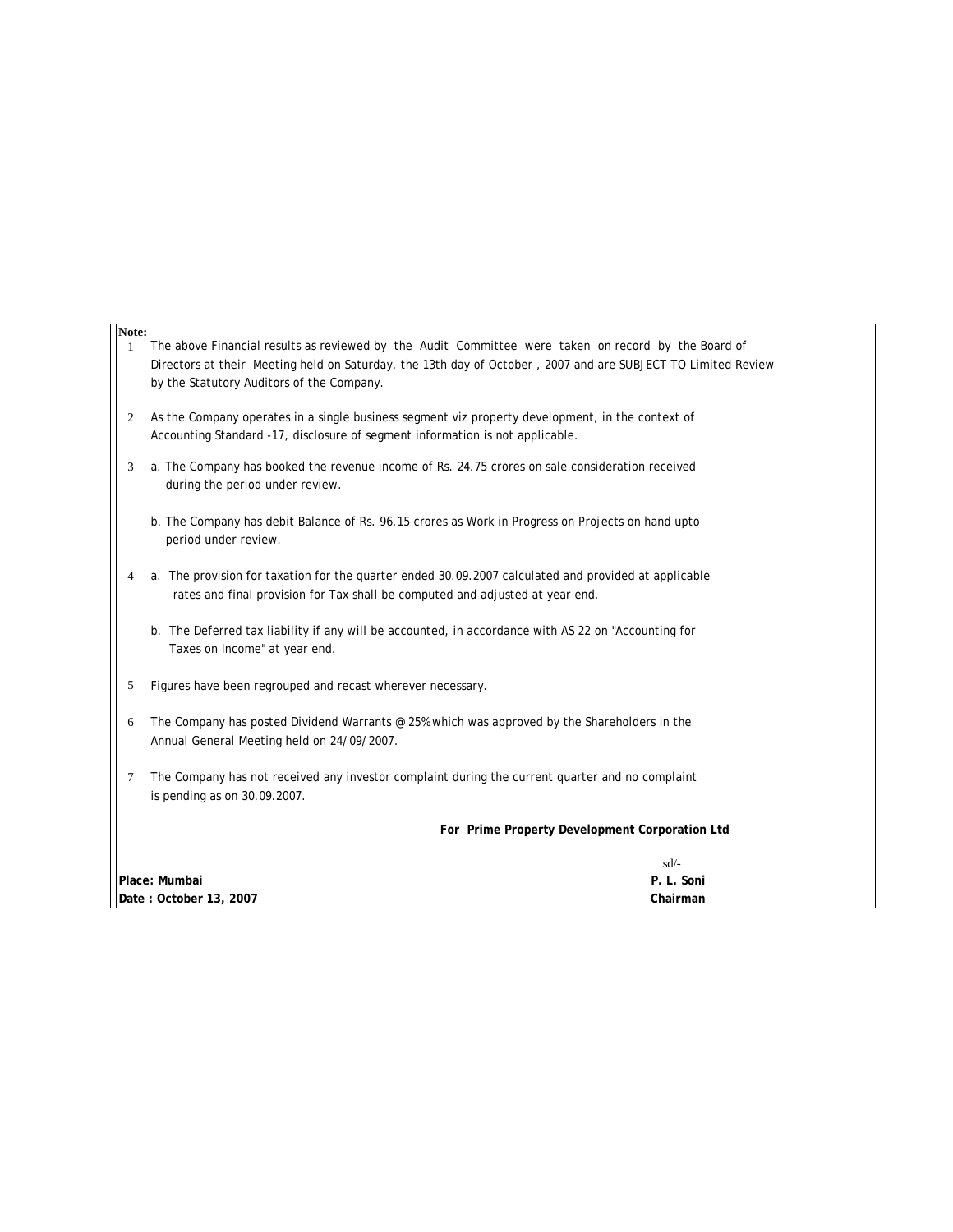**Note:**

1. The above Financial results as reviewed by the Audit Committee were taken on record by the Board of Directors at their Meeting held on Saturday, the 13th day of October , 2007 and are SUBJECT TO Limited Review by the Statutory Auditors of the Company.

2. As the Company operates in a single business segment viz property development, in the context of Accounting Standard -17, disclosure of segment information is not applicable.

3. a. The Company has booked the revenue income of Rs. 24.75 crores on sale consideration received during the period under review.

   b. The Company has debit Balance of Rs. 96.15 crores as Work in Progress on Projects on hand upto period under review.

4. a. The provision for taxation for the quarter ended 30.09.2007 calculated and provided at applicable rates and final provision for Tax shall be computed and adjusted at year end.

   b. The Deferred tax liability if any will be accounted, in accordance with AS 22 on "Accounting for Taxes on Income" at year end.

5. Figures have been regrouped and recast wherever necessary.

6. The Company has posted Dividend Warrants @ 25% which was approved by the Shareholders in the Annual General Meeting held on 24/09/2007.

7. The Company has not received any investor complaint during the current quarter and no complaint is pending as on 30.09.2007.

**For Prime Property Development Corporation Ltd**

sd/-

**P. L. Soni**

**Chairman**

**Place: Mumbai**

**Date : October 13, 2007**